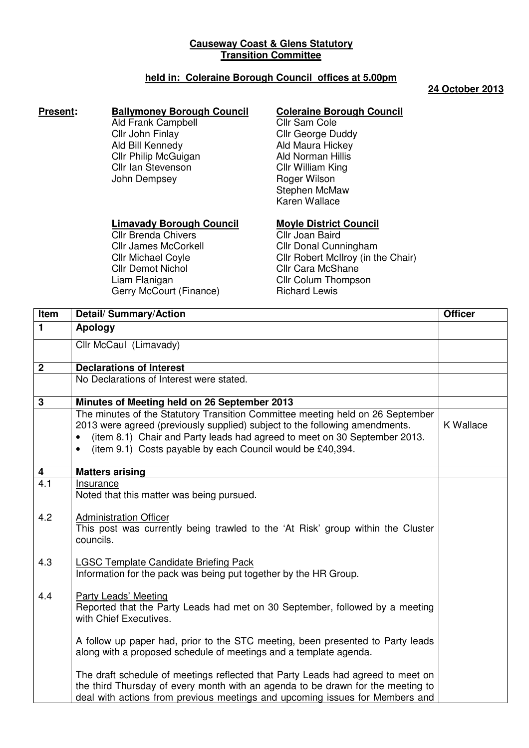**Causeway Coast & Glens Statutory Transition Committee**

**held in: Coleraine Borough Council offices at 5.00pm**

**24 October 2013**

**Present:**

**Ballymoney Borough Council**
Ald Frank Campbell
Cllr John Finlay
Ald Bill Kennedy
Cllr Philip McGuigan
Cllr Ian Stevenson
John Dempsey

**Coleraine Borough Council**
Cllr Sam Cole
Cllr George Duddy
Ald Maura Hickey
Ald Norman Hillis
Cllr William King
Roger Wilson
Stephen McMaw
Karen Wallace

**Limavady Borough Council**
Cllr Brenda Chivers
Cllr James McCorkell
Cllr Michael Coyle
Cllr Demot Nichol
Liam Flanigan
Gerry McCourt (Finance)

**Moyle District Council**
Cllr Joan Baird
Cllr Donal Cunningham
Cllr Robert McIlroy (in the Chair)
Cllr Cara McShane
Cllr Colum Thompson
Richard Lewis

| Item | Detail/ Summary/Action | Officer |
|---|---|---|
| **1** | **Apology** | |
| | Cllr McCaul (Limavady) | |
| **2** | **Declarations of Interest** | |
| | No Declarations of Interest were stated. | |
| **3** | **Minutes of Meeting held on 26 September 2013** | |
| | The minutes of the Statutory Transition Committee meeting held on 26 September 2013 were agreed (previously supplied) subject to the following amendments.<br>• (item 8.1) Chair and Party leads had agreed to meet on 30 September 2013.<br>• (item 9.1) Costs payable by each Council would be £40,394. | K Wallace |
| **4** | **Matters arising** | |
| 4.1 | Insurance<br>Noted that this matter was being pursued. | |
| 4.2 | Administration Officer<br>This post was currently being trawled to the 'At Risk' group within the Cluster councils. | |
| 4.3 | LGSC Template Candidate Briefing Pack<br>Information for the pack was being put together by the HR Group. | |
| 4.4 | Party Leads' Meeting<br>Reported that the Party Leads had met on 30 September, followed by a meeting with Chief Executives.<br><br>A follow up paper had, prior to the STC meeting, been presented to Party leads along with a proposed schedule of meetings and a template agenda.<br><br>The draft schedule of meetings reflected that Party Leads had agreed to meet on the third Thursday of every month with an agenda to be drawn for the meeting to deal with actions from previous meetings and upcoming issues for Members and | |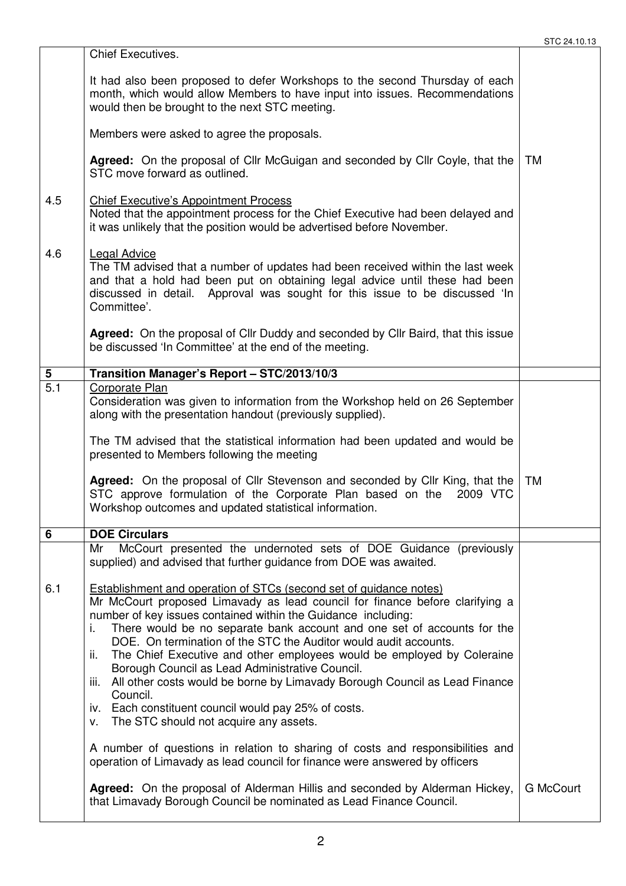| | | |
|---|---|---|
| | Chief Executives.<br><br>It had also been proposed to defer Workshops to the second Thursday of each month, which would allow Members to have input into issues. Recommendations would then be brought to the next STC meeting.<br><br>Members were asked to agree the proposals.<br><br>**Agreed:** On the proposal of Cllr McGuigan and seconded by Cllr Coyle, that the STC move forward as outlined. | TM |
| 4.5 | <u>Chief Executive's Appointment Process</u><br>Noted that the appointment process for the Chief Executive had been delayed and it was unlikely that the position would be advertised before November. | |
| 4.6 | <u>Legal Advice</u><br>The TM advised that a number of updates had been received within the last week and that a hold had been put on obtaining legal advice until these had been discussed in detail. Approval was sought for this issue to be discussed 'In Committee'.<br><br>**Agreed:** On the proposal of Cllr Duddy and seconded by Cllr Baird, that this issue be discussed 'In Committee' at the end of the meeting. | |
| **5** | **Transition Manager's Report – STC/2013/10/3** | |
| 5.1 | <u>Corporate Plan</u><br>Consideration was given to information from the Workshop held on 26 September along with the presentation handout (previously supplied).<br><br>The TM advised that the statistical information had been updated and would be presented to Members following the meeting<br><br>**Agreed:** On the proposal of Cllr Stevenson and seconded by Cllr King, that the STC approve formulation of the Corporate Plan based on the 2009 VTC Workshop outcomes and updated statistical information. | TM |
| **6** | **DOE Circulars** | |
| | Mr McCourt presented the undernoted sets of DOE Guidance (previously supplied) and advised that further guidance from DOE was awaited. | |
| 6.1 | <u>Establishment and operation of STCs (second set of guidance notes)</u><br>Mr McCourt proposed Limavady as lead council for finance before clarifying a number of key issues contained within the Guidance including:<br>i. There would be no separate bank account and one set of accounts for the DOE. On termination of the STC the Auditor would audit accounts.<br>ii. The Chief Executive and other employees would be employed by Coleraine Borough Council as Lead Administrative Council.<br>iii. All other costs would be borne by Limavady Borough Council as Lead Finance Council.<br>iv. Each constituent council would pay 25% of costs.<br>v. The STC should not acquire any assets.<br><br>A number of questions in relation to sharing of costs and responsibilities and operation of Limavady as lead council for finance were answered by officers<br><br>**Agreed:** On the proposal of Alderman Hillis and seconded by Alderman Hickey, that Limavady Borough Council be nominated as Lead Finance Council. | G McCourt |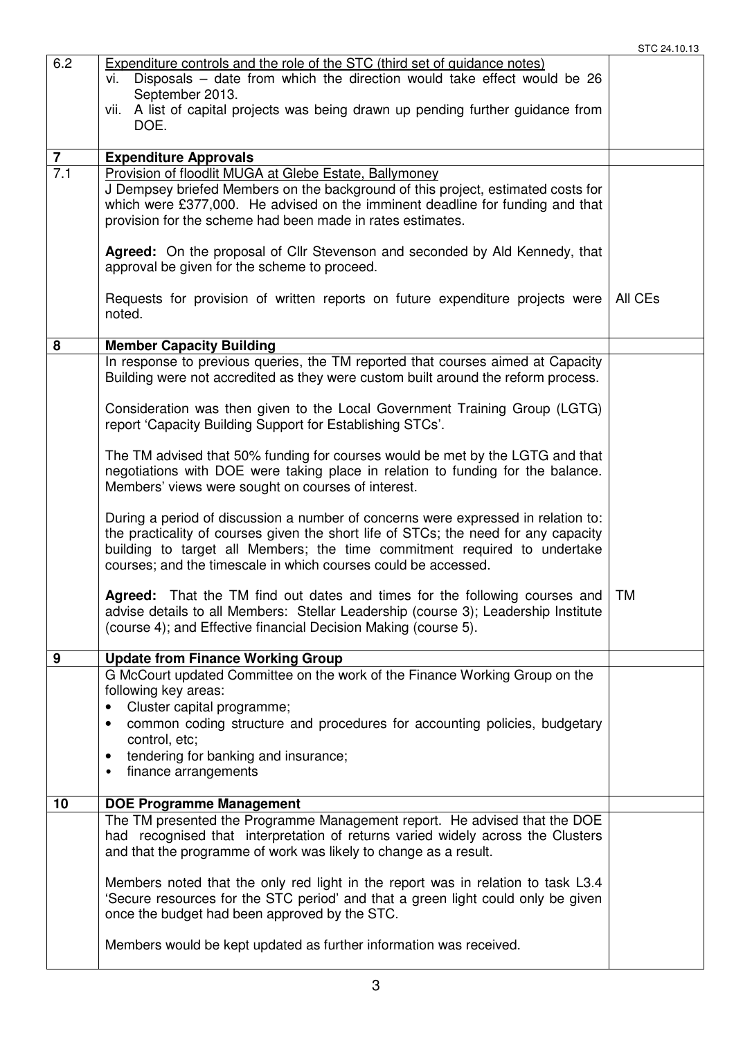| | | |
|---|---|---|
| 6.2 | Expenditure controls and the role of the STC (third set of guidance notes)<br>vi. Disposals – date from which the direction would take effect would be 26 September 2013.<br>vii. A list of capital projects was being drawn up pending further guidance from DOE. | |
| **7** | **Expenditure Approvals** | |
| 7.1 | Provision of floodlit MUGA at Glebe Estate, Ballymoney<br>J Dempsey briefed Members on the background of this project, estimated costs for which were £377,000. He advised on the imminent deadline for funding and that provision for the scheme had been made in rates estimates.<br><br>**Agreed:** On the proposal of Cllr Stevenson and seconded by Ald Kennedy, that approval be given for the scheme to proceed.<br><br>Requests for provision of written reports on future expenditure projects were noted. | All CEs |
| **8** | **Member Capacity Building** | |
| | In response to previous queries, the TM reported that courses aimed at Capacity Building were not accredited as they were custom built around the reform process.<br><br>Consideration was then given to the Local Government Training Group (LGTG) report 'Capacity Building Support for Establishing STCs'.<br><br>The TM advised that 50% funding for courses would be met by the LGTG and that negotiations with DOE were taking place in relation to funding for the balance. Members' views were sought on courses of interest.<br><br>During a period of discussion a number of concerns were expressed in relation to: the practicality of courses given the short life of STCs; the need for any capacity building to target all Members; the time commitment required to undertake courses; and the timescale in which courses could be accessed.<br><br>**Agreed:** That the TM find out dates and times for the following courses and advise details to all Members: Stellar Leadership (course 3); Leadership Institute (course 4); and Effective financial Decision Making (course 5). | TM |
| **9** | **Update from Finance Working Group** | |
| | G McCourt updated Committee on the work of the Finance Working Group on the following key areas:<br>• Cluster capital programme;<br>• common coding structure and procedures for accounting policies, budgetary control, etc;<br>• tendering for banking and insurance;<br>• finance arrangements | |
| **10** | **DOE Programme Management** | |
| | The TM presented the Programme Management report. He advised that the DOE had recognised that interpretation of returns varied widely across the Clusters and that the programme of work was likely to change as a result.<br><br>Members noted that the only red light in the report was in relation to task L3.4 'Secure resources for the STC period' and that a green light could only be given once the budget had been approved by the STC.<br><br>Members would be kept updated as further information was received. | |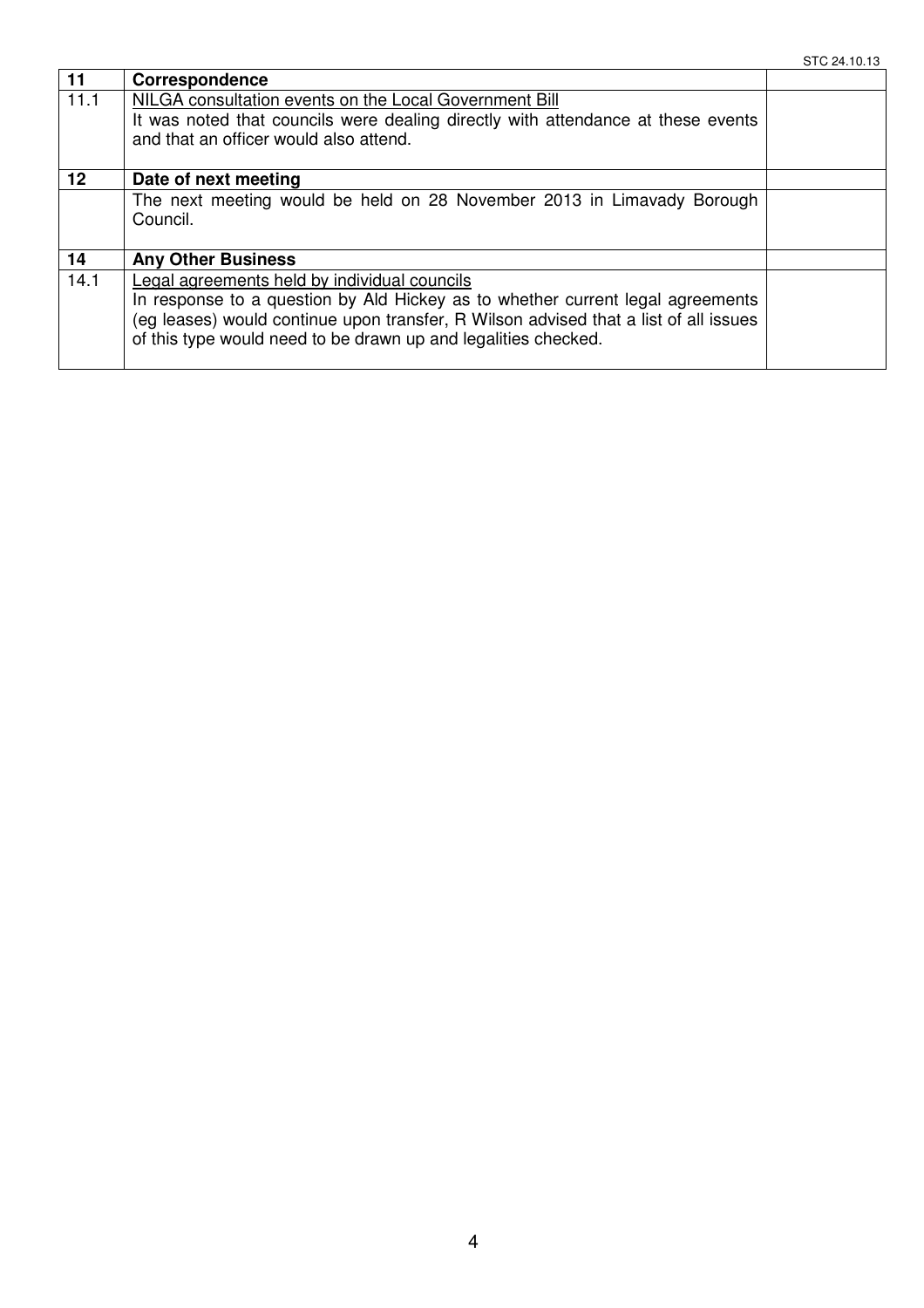| | | |
|---|---|---|
| **11** | **Correspondence** | |
| 11.1 | NILGA consultation events on the Local Government Bill<br>It was noted that councils were dealing directly with attendance at these events and that an officer would also attend. | |
| **12** | **Date of next meeting** | |
| | The next meeting would be held on 28 November 2013 in Limavady Borough Council. | |
| **14** | **Any Other Business** | |
| 14.1 | Legal agreements held by individual councils<br>In response to a question by Ald Hickey as to whether current legal agreements (eg leases) would continue upon transfer, R Wilson advised that a list of all issues of this type would need to be drawn up and legalities checked. | |